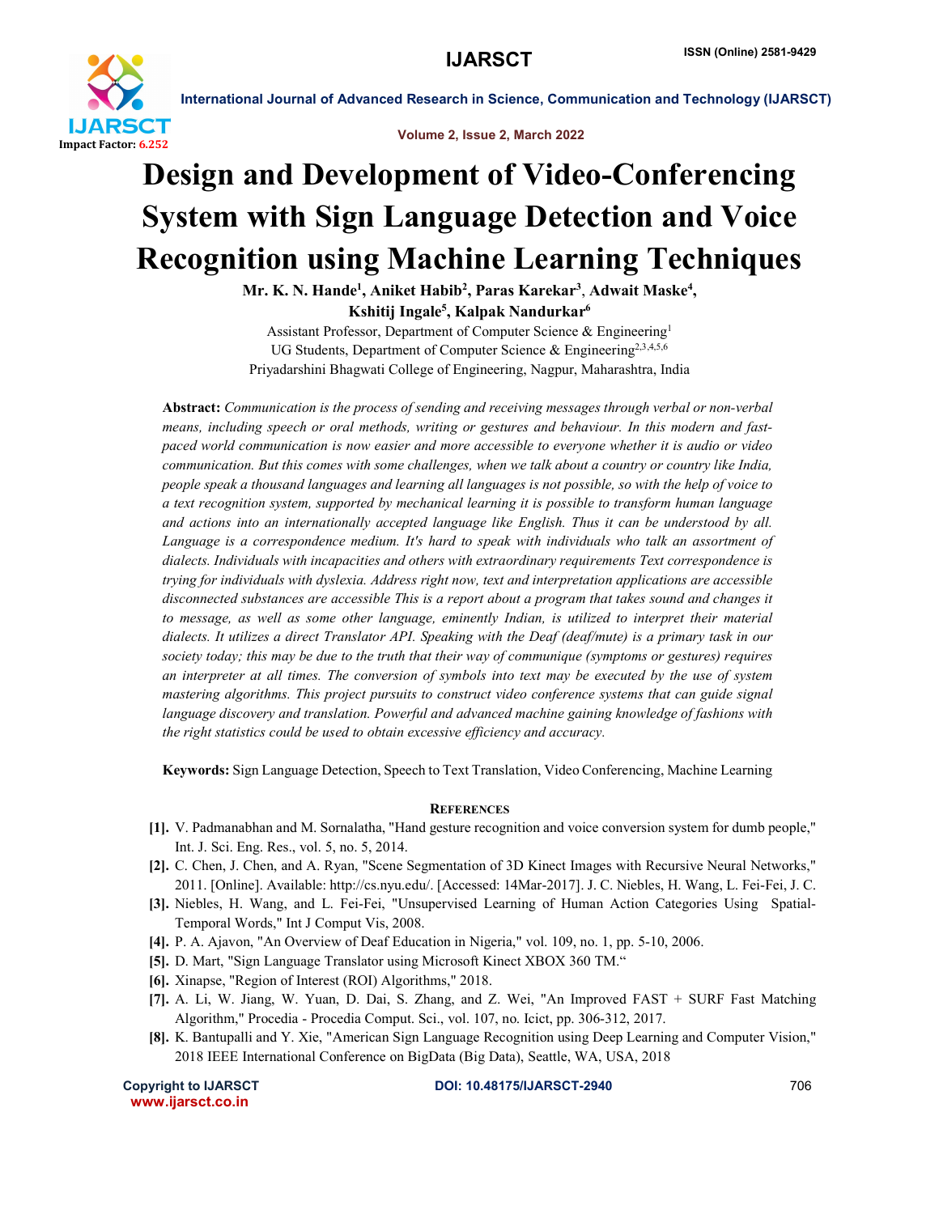# Design and Development of Video-Conferencing System with Sign Language Detection and Voice Recognition using Machine Learning Techniques

**Mr. K. N. Hande[1], Aniket Habib[2], Paras Karekar[3], Adwait Maske[4], Kshitij Ingale[5], Kalpak Nandurkar[6]**

Assistant Professor, Department of Computer Science & Engineering[1]
UG Students, Department of Computer Science & Engineering[2,3,4,5,6]
Priyadarshini Bhagwati College of Engineering, Nagpur, Maharashtra, India

**Abstract:** *Communication is the process of sending and receiving messages through verbal or non-verbal means, including speech or oral methods, writing or gestures and behaviour. In this modern and fast-paced world communication is now easier and more accessible to everyone whether it is audio or video communication. But this comes with some challenges, when we talk about a country or country like India, people speak a thousand languages and learning all languages is not possible, so with the help of voice to a text recognition system, supported by mechanical learning it is possible to transform human language and actions into an internationally accepted language like English. Thus it can be understood by all. Language is a correspondence medium. It's hard to speak with individuals who talk an assortment of dialects. Individuals with incapacities and others with extraordinary requirements Text correspondence is trying for individuals with dyslexia. Address right now, text and interpretation applications are accessible disconnected substances are accessible This is a report about a program that takes sound and changes it to message, as well as some other language, eminently Indian, is utilized to interpret their material dialects. It utilizes a direct Translator API. Speaking with the Deaf (deaf/mute) is a primary task in our society today; this may be due to the truth that their way of communique (symptoms or gestures) requires an interpreter at all times. The conversion of symbols into text may be executed by the use of system mastering algorithms. This project pursuits to construct video conference systems that can guide signal language discovery and translation. Powerful and advanced machine gaining knowledge of fashions with the right statistics could be used to obtain excessive efficiency and accuracy.*

**Keywords:** Sign Language Detection, Speech to Text Translation, Video Conferencing, Machine Learning

## References

[1]. V. Padmanabhan and M. Sornalatha, "Hand gesture recognition and voice conversion system for dumb people," Int. J. Sci. Eng. Res., vol. 5, no. 5, 2014.

[2]. C. Chen, J. Chen, and A. Ryan, "Scene Segmentation of 3D Kinect Images with Recursive Neural Networks," 2011. [Online]. Available: http://cs.nyu.edu/. [Accessed: 14Mar-2017]. J. C. Niebles, H. Wang, L. Fei-Fei, J. C.

[3]. Niebles, H. Wang, and L. Fei-Fei, "Unsupervised Learning of Human Action Categories Using Spatial-Temporal Words," Int J Comput Vis, 2008.

[4]. P. A. Ajavon, "An Overview of Deaf Education in Nigeria," vol. 109, no. 1, pp. 5-10, 2006.

[5]. D. Mart, "Sign Language Translator using Microsoft Kinect XBOX 360 TM."

[6]. Xinapse, "Region of Interest (ROI) Algorithms," 2018.

[7]. A. Li, W. Jiang, W. Yuan, D. Dai, S. Zhang, and Z. Wei, "An Improved FAST + SURF Fast Matching Algorithm," Procedia - Procedia Comput. Sci., vol. 107, no. Icict, pp. 306-312, 2017.

[8]. K. Bantupalli and Y. Xie, "American Sign Language Recognition using Deep Learning and Computer Vision," 2018 IEEE International Conference on BigData (Big Data), Seattle, WA, USA, 2018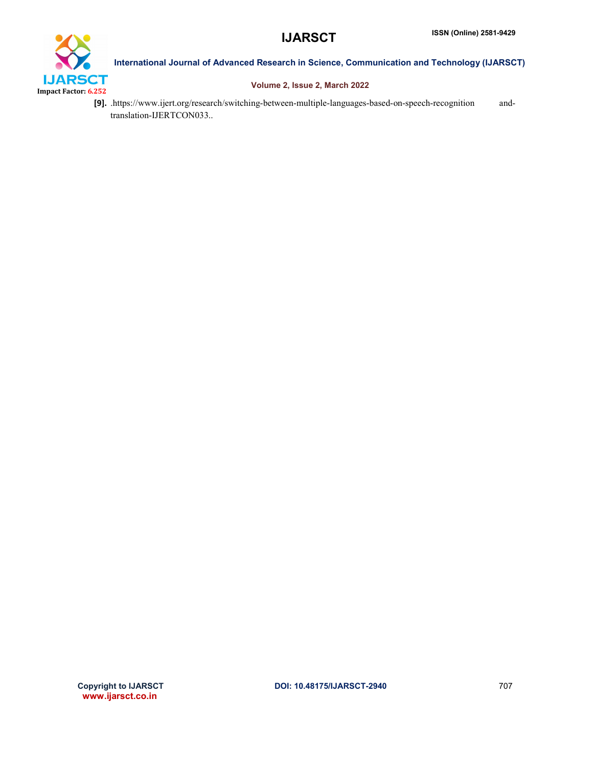[9]. .https://www.ijert.org/research/switching-between-multiple-languages-based-on-speech-recognition and-translation-IJERTCON033..